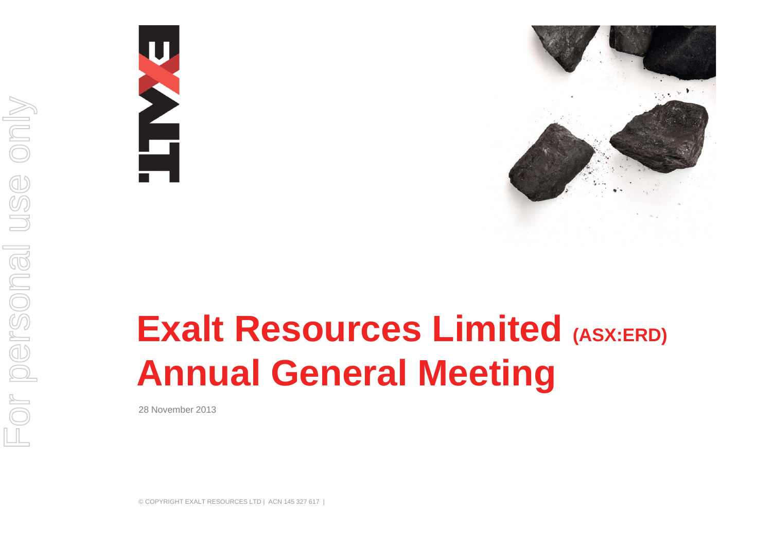# Exalt Resources Limited (ASX:ERD)
# Annual General Meeting

28 November 2013

© COPYRIGHT EXALT RESOURCES LTD | ACN 145 327 617 |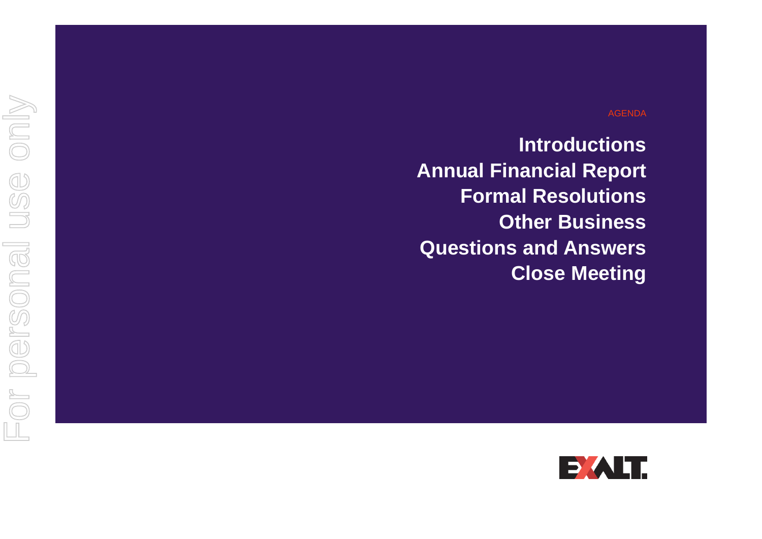AGENDA

**Introductions**
**Annual Financial Report**
**Formal Resolutions**
**Other Business**
**Questions and Answers**
**Close Meeting**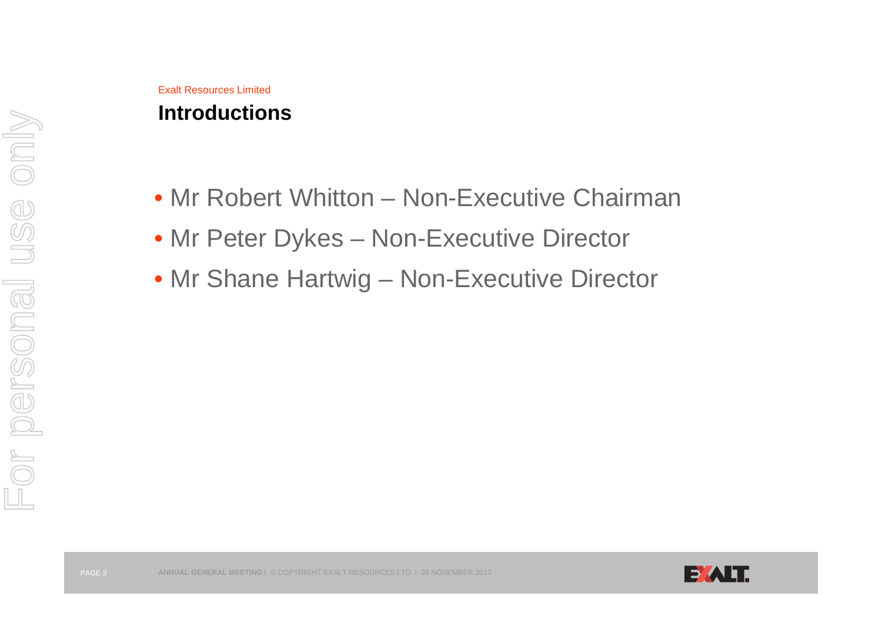Exalt Resources Limited

# Introductions

- Mr Robert Whitton – Non-Executive Chairman
- Mr Peter Dykes – Non-Executive Director
- Mr Shane Hartwig – Non-Executive Director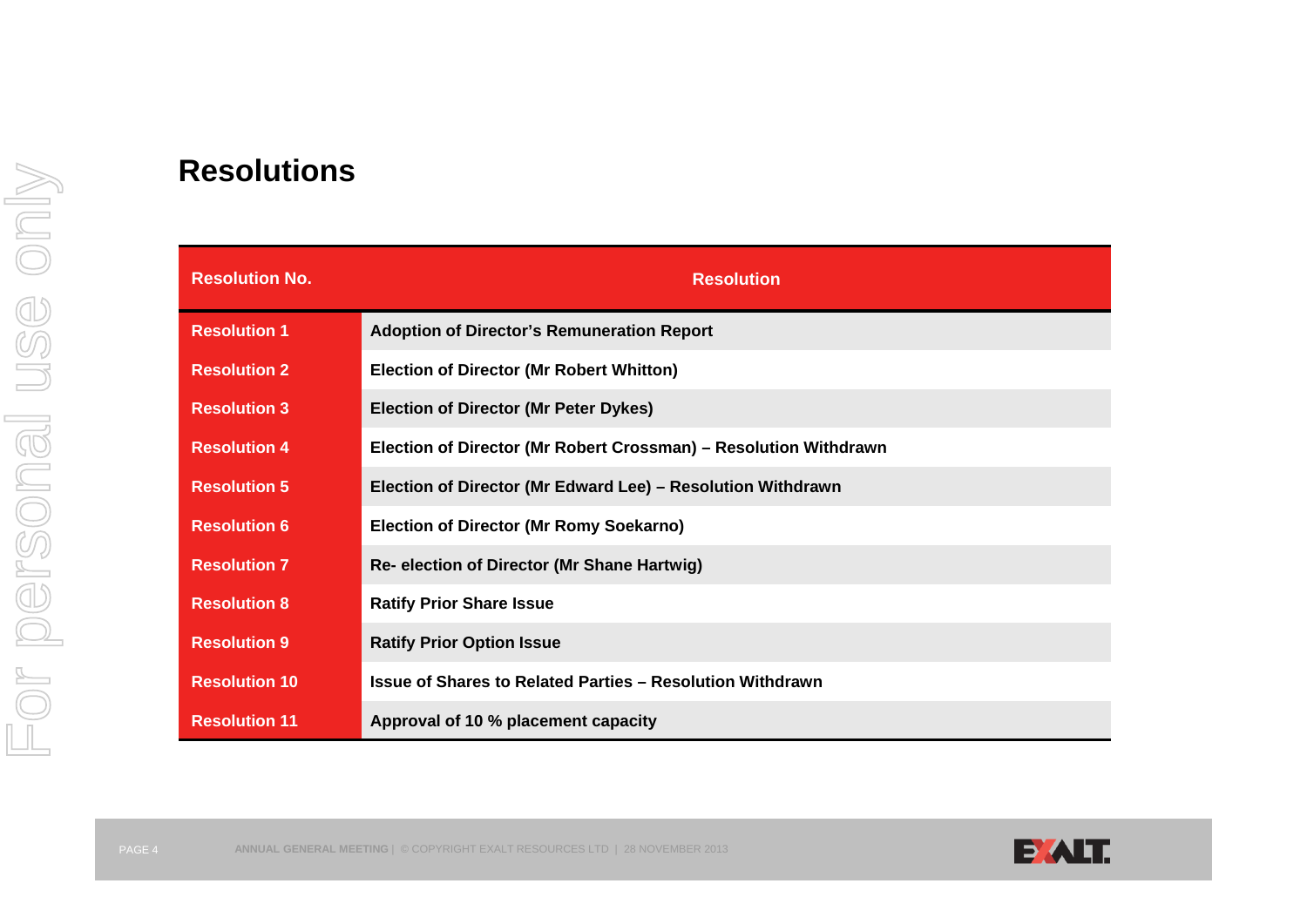# Resolutions

| Resolution No. | Resolution |
|---|---|
| Resolution 1 | Adoption of Director's Remuneration Report |
| Resolution 2 | Election of Director (Mr Robert Whitton) |
| Resolution 3 | Election of Director (Mr Peter Dykes) |
| Resolution 4 | Election of Director (Mr Robert Crossman) – Resolution Withdrawn |
| Resolution 5 | Election of Director (Mr Edward Lee) – Resolution Withdrawn |
| Resolution 6 | Election of Director (Mr Romy Soekarno) |
| Resolution 7 | Re- election of Director (Mr Shane Hartwig) |
| Resolution 8 | Ratify Prior Share Issue |
| Resolution 9 | Ratify Prior Option Issue |
| Resolution 10 | Issue of Shares to Related Parties – Resolution Withdrawn |
| Resolution 11 | Approval of 10 % placement capacity |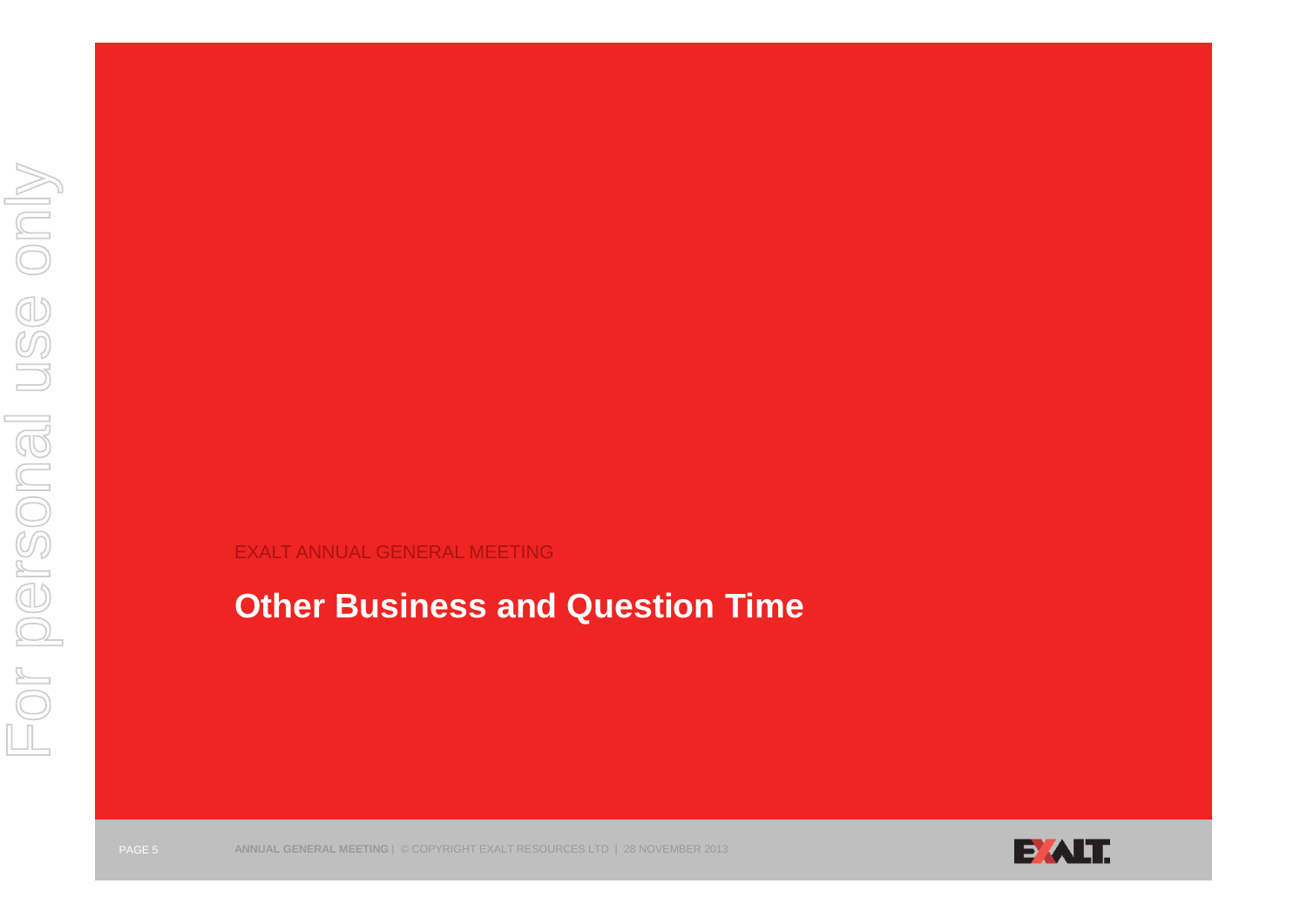EXALT ANNUAL GENERAL MEETING

# Other Business and Question Time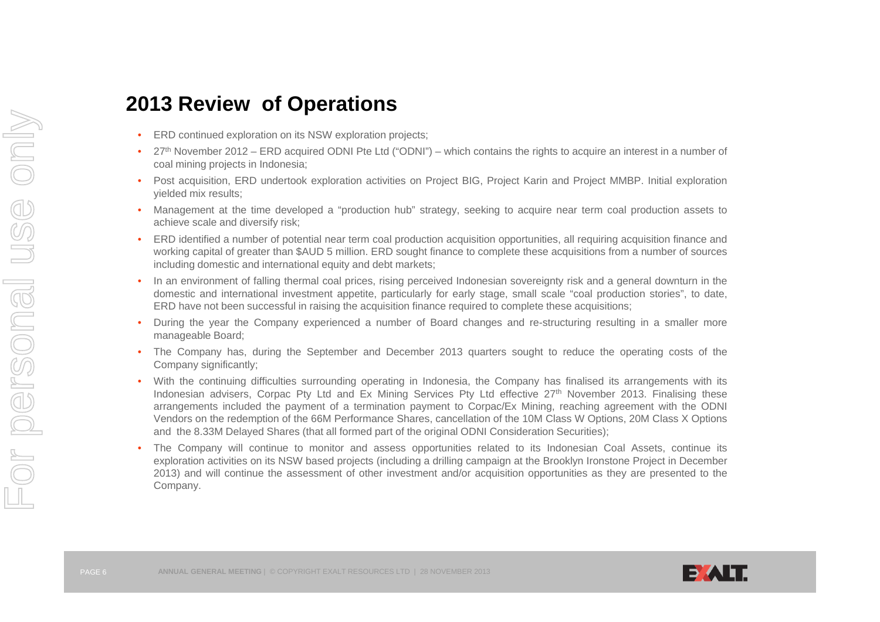# 2013 Review of Operations

- ERD continued exploration on its NSW exploration projects;
- 27th November 2012 – ERD acquired ODNI Pte Ltd ("ODNI") – which contains the rights to acquire an interest in a number of coal mining projects in Indonesia;
- Post acquisition, ERD undertook exploration activities on Project BIG, Project Karin and Project MMBP. Initial exploration yielded mix results;
- Management at the time developed a "production hub" strategy, seeking to acquire near term coal production assets to achieve scale and diversify risk;
- ERD identified a number of potential near term coal production acquisition opportunities, all requiring acquisition finance and working capital of greater than $AUD 5 million. ERD sought finance to complete these acquisitions from a number of sources including domestic and international equity and debt markets;
- In an environment of falling thermal coal prices, rising perceived Indonesian sovereignty risk and a general downturn in the domestic and international investment appetite, particularly for early stage, small scale "coal production stories", to date, ERD have not been successful in raising the acquisition finance required to complete these acquisitions;
- During the year the Company experienced a number of Board changes and re-structuring resulting in a smaller more manageable Board;
- The Company has, during the September and December 2013 quarters sought to reduce the operating costs of the Company significantly;
- With the continuing difficulties surrounding operating in Indonesia, the Company has finalised its arrangements with its Indonesian advisers, Corpac Pty Ltd and Ex Mining Services Pty Ltd effective 27th November 2013. Finalising these arrangements included the payment of a termination payment to Corpac/Ex Mining, reaching agreement with the ODNI Vendors on the redemption of the 66M Performance Shares, cancellation of the 10M Class W Options, 20M Class X Options and the 8.33M Delayed Shares (that all formed part of the original ODNI Consideration Securities);
- The Company will continue to monitor and assess opportunities related to its Indonesian Coal Assets, continue its exploration activities on its NSW based projects (including a drilling campaign at the Brooklyn Ironstone Project in December 2013) and will continue the assessment of other investment and/or acquisition opportunities as they are presented to the Company.